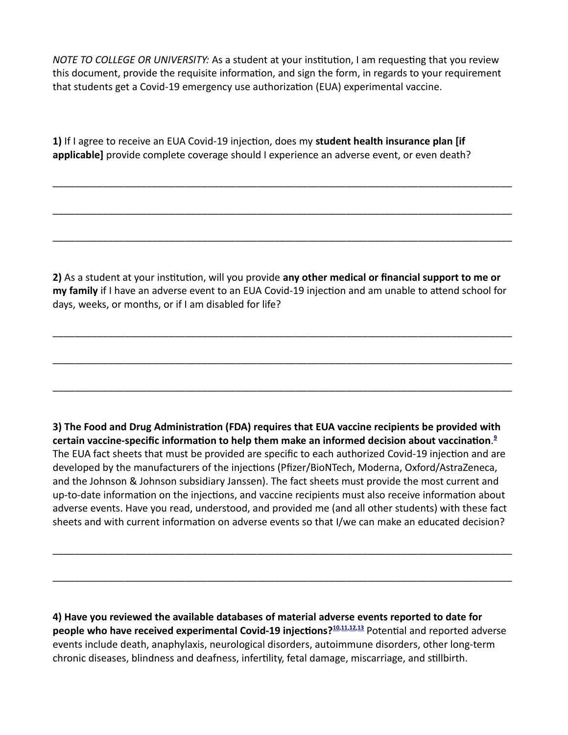*NOTE TO COLLEGE OR UNIVERSITY:* As a student at your institution, I am requesting that you review this document, provide the requisite information, and sign the form, in regards to your requirement that students get a Covid-19 emergency use authorization (EUA) experimental vaccine.

**1)** If I agree to receive an EUA Covid-19 injection, does my **student health insurance plan [if applicable]** provide complete coverage should I experience an adverse event, or even death?

\_\_\_\_\_\_\_\_\_\_\_\_\_\_\_\_\_\_\_\_\_\_\_\_\_\_\_\_\_\_\_\_\_\_\_\_\_\_\_\_\_\_\_\_\_\_\_\_\_\_\_\_\_\_\_\_\_\_\_\_\_\_\_\_\_\_\_\_\_\_\_\_\_\_\_\_\_\_

\_\_\_\_\_\_\_\_\_\_\_\_\_\_\_\_\_\_\_\_\_\_\_\_\_\_\_\_\_\_\_\_\_\_\_\_\_\_\_\_\_\_\_\_\_\_\_\_\_\_\_\_\_\_\_\_\_\_\_\_\_\_\_\_\_\_\_\_\_\_\_\_\_\_\_\_\_\_

\_\_\_\_\_\_\_\_\_\_\_\_\_\_\_\_\_\_\_\_\_\_\_\_\_\_\_\_\_\_\_\_\_\_\_\_\_\_\_\_\_\_\_\_\_\_\_\_\_\_\_\_\_\_\_\_\_\_\_\_\_\_\_\_\_\_\_\_\_\_\_\_\_\_\_\_\_\_

**2)** As a student at your institution, will you provide **any other medical or financial support to me or my family** if I have an adverse event to an EUA Covid-19 injection and am unable to attend school for days, weeks, or months, or if I am disabled for life?

\_\_\_\_\_\_\_\_\_\_\_\_\_\_\_\_\_\_\_\_\_\_\_\_\_\_\_\_\_\_\_\_\_\_\_\_\_\_\_\_\_\_\_\_\_\_\_\_\_\_\_\_\_\_\_\_\_\_\_\_\_\_\_\_\_\_\_\_\_\_\_\_\_\_\_\_\_\_

\_\_\_\_\_\_\_\_\_\_\_\_\_\_\_\_\_\_\_\_\_\_\_\_\_\_\_\_\_\_\_\_\_\_\_\_\_\_\_\_\_\_\_\_\_\_\_\_\_\_\_\_\_\_\_\_\_\_\_\_\_\_\_\_\_\_\_\_\_\_\_\_\_\_\_\_\_\_

\_\_\_\_\_\_\_\_\_\_\_\_\_\_\_\_\_\_\_\_\_\_\_\_\_\_\_\_\_\_\_\_\_\_\_\_\_\_\_\_\_\_\_\_\_\_\_\_\_\_\_\_\_\_\_\_\_\_\_\_\_\_\_\_\_\_\_\_\_\_\_\_\_\_\_\_\_\_

**3) The Food and Drug Administration (FDA) requires that EUA vaccine recipients be provided with certain vaccine-specific information to help them make an informed decision about vaccination**.[9] The EUA fact sheets that must be provided are specific to each authorized Covid-19 injection and are developed by the manufacturers of the injections (Pfizer/BioNTech, Moderna, Oxford/AstraZeneca, and the Johnson & Johnson subsidiary Janssen). The fact sheets must provide the most current and up-to-date information on the injections, and vaccine recipients must also receive information about adverse events. Have you read, understood, and provided me (and all other students) with these fact sheets and with current information on adverse events so that I/we can make an educated decision?

\_\_\_\_\_\_\_\_\_\_\_\_\_\_\_\_\_\_\_\_\_\_\_\_\_\_\_\_\_\_\_\_\_\_\_\_\_\_\_\_\_\_\_\_\_\_\_\_\_\_\_\_\_\_\_\_\_\_\_\_\_\_\_\_\_\_\_\_\_\_\_\_\_\_\_\_\_\_

\_\_\_\_\_\_\_\_\_\_\_\_\_\_\_\_\_\_\_\_\_\_\_\_\_\_\_\_\_\_\_\_\_\_\_\_\_\_\_\_\_\_\_\_\_\_\_\_\_\_\_\_\_\_\_\_\_\_\_\_\_\_\_\_\_\_\_\_\_\_\_\_\_\_\_\_\_\_

**4) Have you reviewed the available databases of material adverse events reported to date for people who have received experimental Covid-19 injections?**[10,11,12,13] Potential and reported adverse events include death, anaphylaxis, neurological disorders, autoimmune disorders, other long-term chronic diseases, blindness and deafness, infertility, fetal damage, miscarriage, and stillbirth.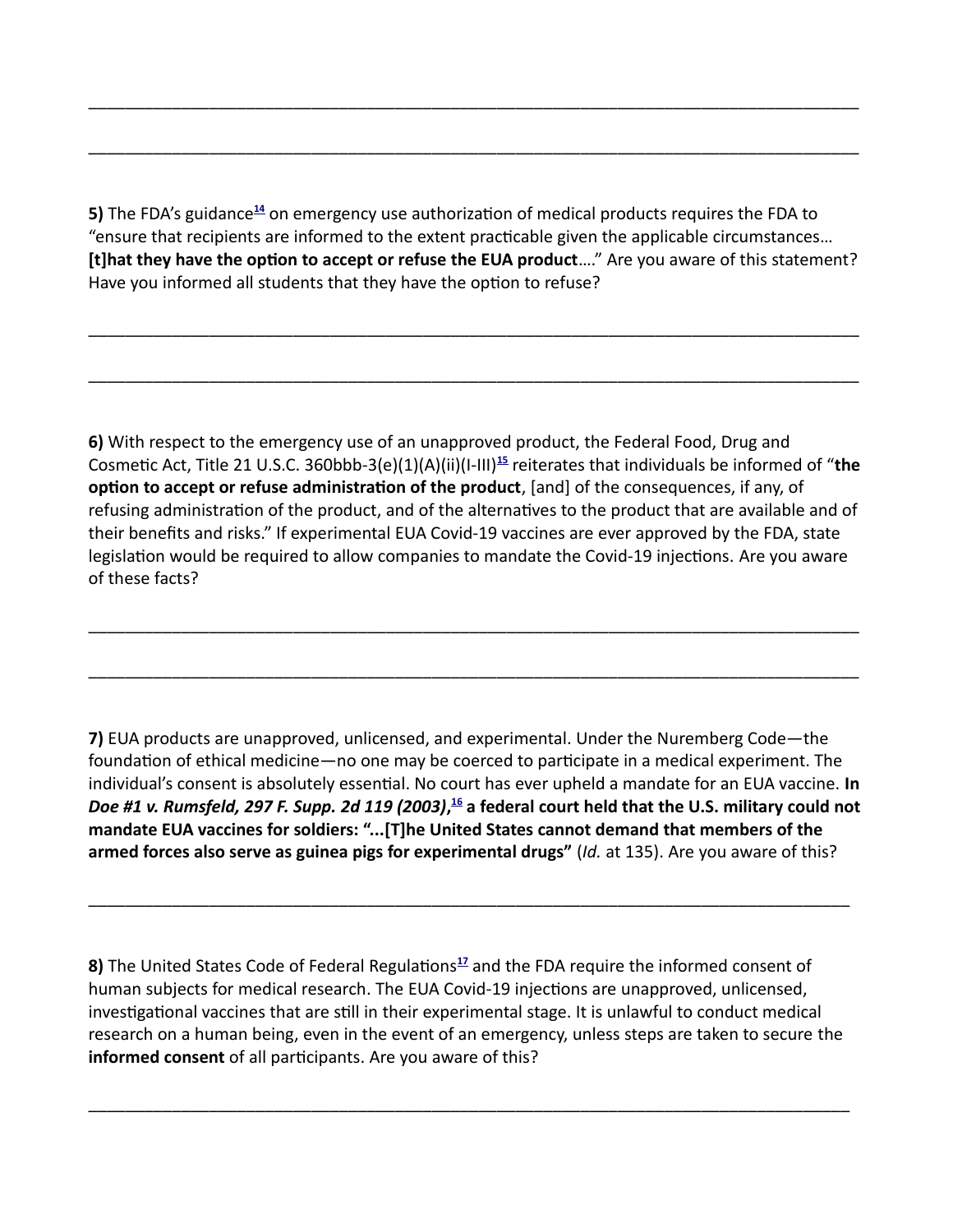______________________________________________________________________________

______________________________________________________________________________

**5)** The FDA's guidance[14] on emergency use authorization of medical products requires the FDA to "ensure that recipients are informed to the extent practicable given the applicable circumstances… **[t]hat they have the option to accept or refuse the EUA product**…." Are you aware of this statement? Have you informed all students that they have the option to refuse?

______________________________________________________________________________

______________________________________________________________________________

**6)** With respect to the emergency use of an unapproved product, the Federal Food, Drug and Cosmetic Act, Title 21 U.S.C. 360bbb-3(e)(1)(A)(ii)(I-III)[15] reiterates that individuals be informed of "**the option to accept or refuse administration of the product**, [and] of the consequences, if any, of refusing administration of the product, and of the alternatives to the product that are available and of their benefits and risks." If experimental EUA Covid-19 vaccines are ever approved by the FDA, state legislation would be required to allow companies to mandate the Covid-19 injections. Are you aware of these facts?

______________________________________________________________________________

______________________________________________________________________________

**7)** EUA products are unapproved, unlicensed, and experimental. Under the Nuremberg Code—the foundation of ethical medicine—no one may be coerced to participate in a medical experiment. The individual's consent is absolutely essential. No court has ever upheld a mandate for an EUA vaccine. **In *Doe #1 v. Rumsfeld, 297 F. Supp. 2d 119 (2003)*,[16] a federal court held that the U.S. military could not mandate EUA vaccines for soldiers: "...[T]he United States cannot demand that members of the armed forces also serve as guinea pigs for experimental drugs"** (*Id.* at 135). Are you aware of this?

______________________________________________________________________________

**8)** The United States Code of Federal Regulations[17] and the FDA require the informed consent of human subjects for medical research. The EUA Covid-19 injections are unapproved, unlicensed, investigational vaccines that are still in their experimental stage. It is unlawful to conduct medical research on a human being, even in the event of an emergency, unless steps are taken to secure the **informed consent** of all participants. Are you aware of this?

______________________________________________________________________________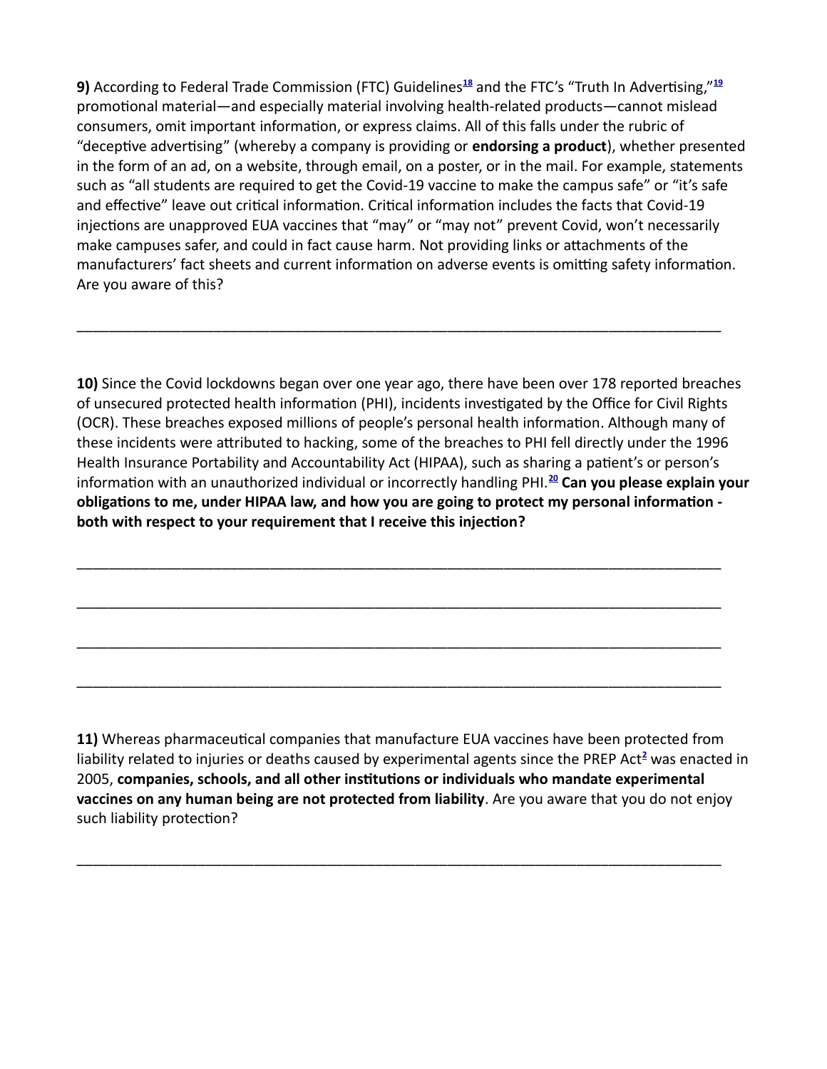**9)** According to Federal Trade Commission (FTC) Guidelines[18] and the FTC's "Truth In Advertising,"[19] promotional material—and especially material involving health-related products—cannot mislead consumers, omit important information, or express claims. All of this falls under the rubric of "deceptive advertising" (whereby a company is providing or **endorsing a product**), whether presented in the form of an ad, on a website, through email, on a poster, or in the mail. For example, statements such as "all students are required to get the Covid-19 vaccine to make the campus safe" or "it's safe and effective" leave out critical information. Critical information includes the facts that Covid-19 injections are unapproved EUA vaccines that "may" or "may not" prevent Covid, won't necessarily make campuses safer, and could in fact cause harm. Not providing links or attachments of the manufacturers' fact sheets and current information on adverse events is omitting safety information. Are you aware of this?

_______________________________________________________________________________

**10)** Since the Covid lockdowns began over one year ago, there have been over 178 reported breaches of unsecured protected health information (PHI), incidents investigated by the Office for Civil Rights (OCR). These breaches exposed millions of people's personal health information. Although many of these incidents were attributed to hacking, some of the breaches to PHI fell directly under the 1996 Health Insurance Portability and Accountability Act (HIPAA), such as sharing a patient's or person's information with an unauthorized individual or incorrectly handling PHI.[20] **Can you please explain your obligations to me, under HIPAA law, and how you are going to protect my personal information - both with respect to your requirement that I receive this injection?**

_______________________________________________________________________________

_______________________________________________________________________________

_______________________________________________________________________________

_______________________________________________________________________________

**11)** Whereas pharmaceutical companies that manufacture EUA vaccines have been protected from liability related to injuries or deaths caused by experimental agents since the PREP Act[2] was enacted in 2005, **companies, schools, and all other institutions or individuals who mandate experimental vaccines on any human being are not protected from liability**. Are you aware that you do not enjoy such liability protection?

_______________________________________________________________________________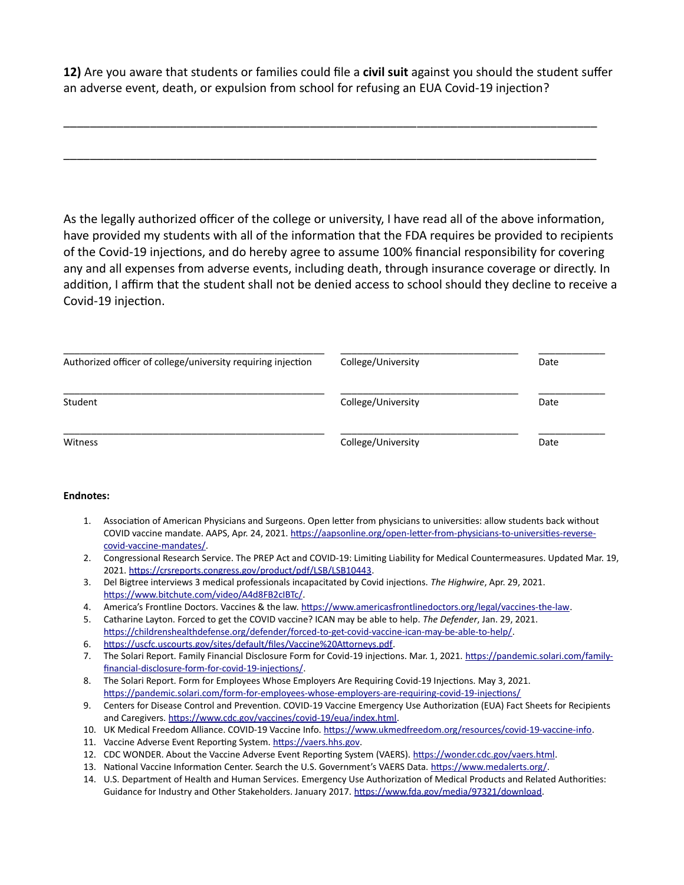**12)** Are you aware that students or families could file a **civil suit** against you should the student suffer an adverse event, death, or expulsion from school for refusing an EUA Covid-19 injection?

_______________________________________________________________________________

_______________________________________________________________________________

As the legally authorized officer of the college or university, I have read all of the above information, have provided my students with all of the information that the FDA requires be provided to recipients of the Covid-19 injections, and do hereby agree to assume 100% financial responsibility for covering any and all expenses from adverse events, including death, through insurance coverage or directly. In addition, I affirm that the student shall not be denied access to school should they decline to receive a Covid-19 injection.

| | | |
|---|---|---|
| ________________________________________ | ____________________________ | ___________ |
| Authorized officer of college/university requiring injection | College/University | Date |
| ________________________________________ | ____________________________ | ___________ |
| Student | College/University | Date |
| ________________________________________ | ____________________________ | ___________ |
| Witness | College/University | Date |

**Endnotes:**

1. Association of American Physicians and Surgeons. Open letter from physicians to universities: allow students back without COVID vaccine mandate. AAPS, Apr. 24, 2021. https://aapsonline.org/open-letter-from-physicians-to-universities-reverse-covid-vaccine-mandates/.
2. Congressional Research Service. The PREP Act and COVID-19: Limiting Liability for Medical Countermeasures. Updated Mar. 19, 2021. https://crsreports.congress.gov/product/pdf/LSB/LSB10443.
3. Del Bigtree interviews 3 medical professionals incapacitated by Covid injections. *The Highwire*, Apr. 29, 2021. https://www.bitchute.com/video/A4d8FB2cIBTc/.
4. America's Frontline Doctors. Vaccines & the law. https://www.americasfrontlinedoctors.org/legal/vaccines-the-law.
5. Catharine Layton. Forced to get the COVID vaccine? ICAN may be able to help. *The Defender*, Jan. 29, 2021. https://childrenshealthdefense.org/defender/forced-to-get-covid-vaccine-ican-may-be-able-to-help/.
6. https://uscfc.uscourts.gov/sites/default/files/Vaccine%20Attorneys.pdf.
7. The Solari Report. Family Financial Disclosure Form for Covid-19 injections. Mar. 1, 2021. https://pandemic.solari.com/family-financial-disclosure-form-for-covid-19-injections/.
8. The Solari Report. Form for Employees Whose Employers Are Requiring Covid-19 Injections. May 3, 2021. https://pandemic.solari.com/form-for-employees-whose-employers-are-requiring-covid-19-injections/
9. Centers for Disease Control and Prevention. COVID-19 Vaccine Emergency Use Authorization (EUA) Fact Sheets for Recipients and Caregivers. https://www.cdc.gov/vaccines/covid-19/eua/index.html.
10. UK Medical Freedom Alliance. COVID-19 Vaccine Info. https://www.ukmedfreedom.org/resources/covid-19-vaccine-info.
11. Vaccine Adverse Event Reporting System. https://vaers.hhs.gov.
12. CDC WONDER. About the Vaccine Adverse Event Reporting System (VAERS). https://wonder.cdc.gov/vaers.html.
13. National Vaccine Information Center. Search the U.S. Government's VAERS Data. https://www.medalerts.org/.
14. U.S. Department of Health and Human Services. Emergency Use Authorization of Medical Products and Related Authorities: Guidance for Industry and Other Stakeholders. January 2017. https://www.fda.gov/media/97321/download.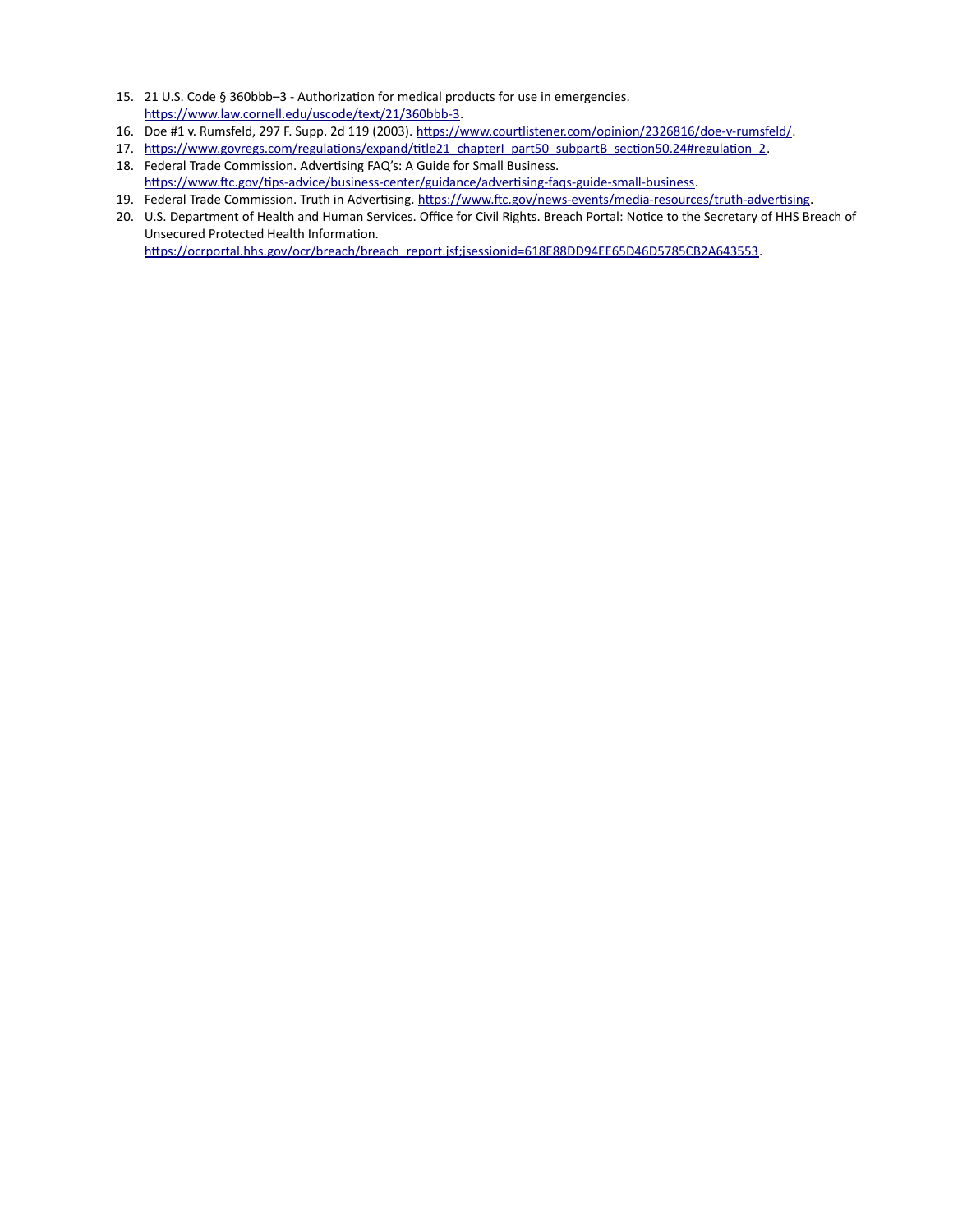15. 21 U.S. Code § 360bbb–3 - Authorization for medical products for use in emergencies. https://www.law.cornell.edu/uscode/text/21/360bbb-3.
16. Doe #1 v. Rumsfeld, 297 F. Supp. 2d 119 (2003). https://www.courtlistener.com/opinion/2326816/doe-v-rumsfeld/.
17. https://www.govregs.com/regulations/expand/title21_chapterI_part50_subpartB_section50.24#regulation_2.
18. Federal Trade Commission. Advertising FAQ's: A Guide for Small Business. https://www.ftc.gov/tips-advice/business-center/guidance/advertising-faqs-guide-small-business.
19. Federal Trade Commission. Truth in Advertising. https://www.ftc.gov/news-events/media-resources/truth-advertising.
20. U.S. Department of Health and Human Services. Office for Civil Rights. Breach Portal: Notice to the Secretary of HHS Breach of Unsecured Protected Health Information. https://ocrportal.hhs.gov/ocr/breach/breach_report.jsf;jsessionid=618E88DD94EE65D46D5785CB2A643553.